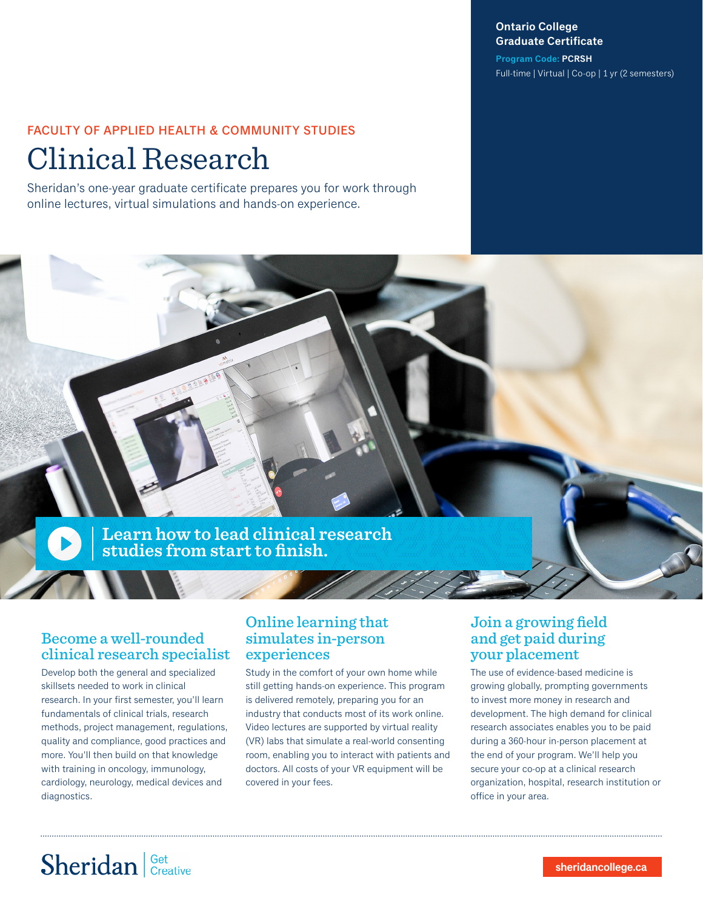**Ontario College Graduate Certificate**

**Program Code: PCRSH**

Full-time | Virtual | Co-op | 1 yr (2 semesters)

FACULTY OF APPLIED HEALTH & COMMUNITY STUDIES

# Clinical Research

Sheridan's one-year graduate certificate prepares you for work through online lectures, virtual simulations and hands-on experience.

**Learn how to lead clinical research studies from start to finish.**

## Become a well-rounded clinical research specialist

Develop both the general and specialized skillsets needed to work in clinical research. In your first semester, you'll learn fundamentals of clinical trials, research methods, project management, regulations, quality and compliance, good practices and more. You'll then build on that knowledge with training in oncology, immunology, cardiology, neurology, medical devices and diagnostics.

## Online learning that simulates in-person experiences

Study in the comfort of your own home while still getting hands-on experience. This program is delivered remotely, preparing you for an industry that conducts most of its work online. Video lectures are supported by virtual reality (VR) labs that simulate a real-world consenting room, enabling you to interact with patients and doctors. All costs of your VR equipment will be covered in your fees.

## Join a growing field and get paid during your placement

The use of evidence-based medicine is growing globally, prompting governments to invest more money in research and development. The high demand for clinical research associates enables you to be paid during a 360-hour in-person placement at the end of your program. We'll help you secure your co-op at a clinical research organization, hospital, research institution or office in your area.

Sheridan | Get Creative

sheridancollege.ca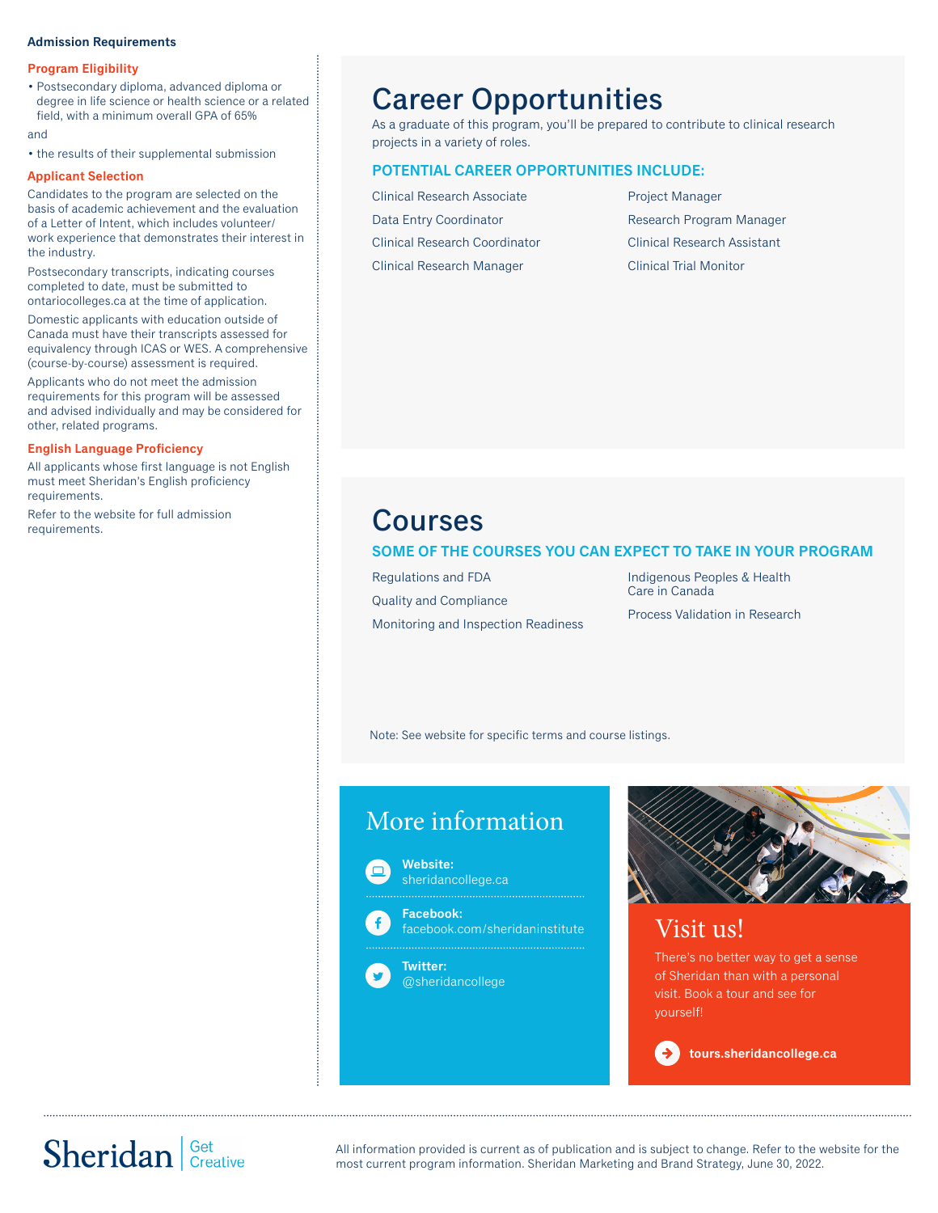## Admission Requirements

### Program Eligibility

- Postsecondary diploma, advanced diploma or degree in life science or health science or a related field, with a minimum overall GPA of 65%

and

- the results of their supplemental submission

### Applicant Selection

Candidates to the program are selected on the basis of academic achievement and the evaluation of a Letter of Intent, which includes volunteer/work experience that demonstrates their interest in the industry.

Postsecondary transcripts, indicating courses completed to date, must be submitted to ontariocolleges.ca at the time of application.

Domestic applicants with education outside of Canada must have their transcripts assessed for equivalency through ICAS or WES. A comprehensive (course-by-course) assessment is required.

Applicants who do not meet the admission requirements for this program will be assessed and advised individually and may be considered for other, related programs.

### English Language Proficiency

All applicants whose first language is not English must meet Sheridan's English proficiency requirements.

Refer to the website for full admission requirements.

# Career Opportunities

As a graduate of this program, you'll be prepared to contribute to clinical research projects in a variety of roles.

### POTENTIAL CAREER OPPORTUNITIES INCLUDE:

- Clinical Research Associate
- Data Entry Coordinator
- Clinical Research Coordinator
- Clinical Research Manager
- Project Manager
- Research Program Manager
- Clinical Research Assistant
- Clinical Trial Monitor

# Courses

### SOME OF THE COURSES YOU CAN EXPECT TO TAKE IN YOUR PROGRAM

- Regulations and FDA
- Quality and Compliance
- Monitoring and Inspection Readiness
- Indigenous Peoples & Health Care in Canada
- Process Validation in Research

Note: See website for specific terms and course listings.

## More information

**Website:**
sheridancollege.ca

**Facebook:**
facebook.com/sheridaninstitute

**Twitter:**
@sheridancollege

## Visit us!

There's no better way to get a sense of Sheridan than with a personal visit. Book a tour and see for yourself!

**tours.sheridancollege.ca**

Sheridan | Get Creative

All information provided is current as of publication and is subject to change. Refer to the website for the most current program information. Sheridan Marketing and Brand Strategy, June 30, 2022.